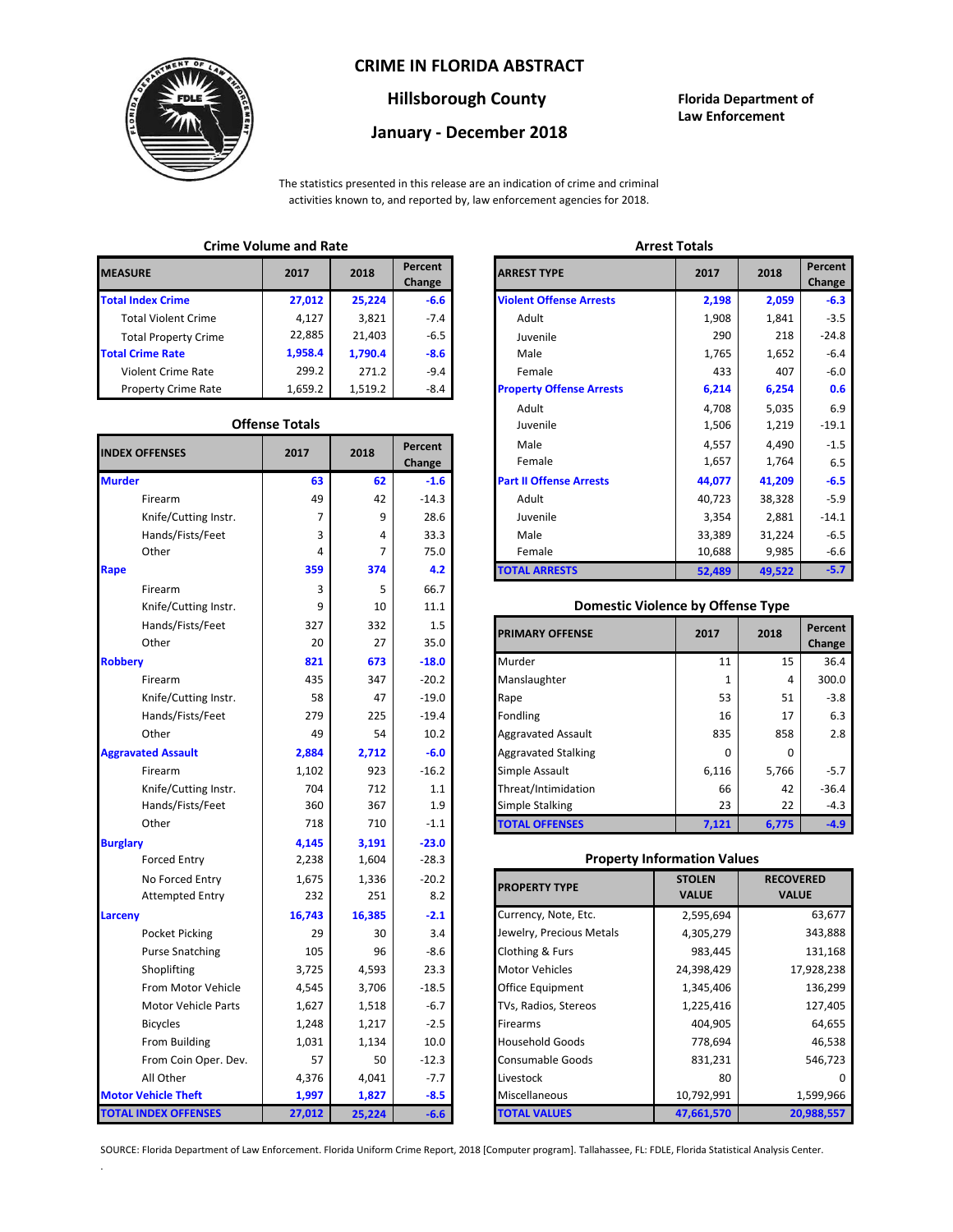# CRIME IN FLORIDA ABSTRACT

## Hillsborough County

## January - December 2018

**Florida Department of Law Enforcement**

The statistics presented in this release are an indication of crime and criminal activities known to, and reported by, law enforcement agencies for 2018.

### Crime Volume and Rate

| MEASURE | 2017 | 2018 | Percent Change |
|---|---|---|---|
| **Total Index Crime** | **27,012** | **25,224** | **-6.6** |
| Total Violent Crime | 4,127 | 3,821 | -7.4 |
| Total Property Crime | 22,885 | 21,403 | -6.5 |
| **Total Crime Rate** | **1,958.4** | **1,790.4** | **-8.6** |
| Violent Crime Rate | 299.2 | 271.2 | -9.4 |
| Property Crime Rate | 1,659.2 | 1,519.2 | -8.4 |

### Offense Totals

| INDEX OFFENSES | 2017 | 2018 | Percent Change |
|---|---|---|---|
| **Murder** | **63** | **62** | **-1.6** |
| Firearm | 49 | 42 | -14.3 |
| Knife/Cutting Instr. | 7 | 9 | 28.6 |
| Hands/Fists/Feet | 3 | 4 | 33.3 |
| Other | 4 | 7 | 75.0 |
| **Rape** | **359** | **374** | **4.2** |
| Firearm | 3 | 5 | 66.7 |
| Knife/Cutting Instr. | 9 | 10 | 11.1 |
| Hands/Fists/Feet | 327 | 332 | 1.5 |
| Other | 20 | 27 | 35.0 |
| **Robbery** | **821** | **673** | **-18.0** |
| Firearm | 435 | 347 | -20.2 |
| Knife/Cutting Instr. | 58 | 47 | -19.0 |
| Hands/Fists/Feet | 279 | 225 | -19.4 |
| Other | 49 | 54 | 10.2 |
| **Aggravated Assault** | **2,884** | **2,712** | **-6.0** |
| Firearm | 1,102 | 923 | -16.2 |
| Knife/Cutting Instr. | 704 | 712 | 1.1 |
| Hands/Fists/Feet | 360 | 367 | 1.9 |
| Other | 718 | 710 | -1.1 |
| **Burglary** | **4,145** | **3,191** | **-23.0** |
| Forced Entry | 2,238 | 1,604 | -28.3 |
| No Forced Entry | 1,675 | 1,336 | -20.2 |
| Attempted Entry | 232 | 251 | 8.2 |
| **Larceny** | **16,743** | **16,385** | **-2.1** |
| Pocket Picking | 29 | 30 | 3.4 |
| Purse Snatching | 105 | 96 | -8.6 |
| Shoplifting | 3,725 | 4,593 | 23.3 |
| From Motor Vehicle | 4,545 | 3,706 | -18.5 |
| Motor Vehicle Parts | 1,627 | 1,518 | -6.7 |
| Bicycles | 1,248 | 1,217 | -2.5 |
| From Building | 1,031 | 1,134 | 10.0 |
| From Coin Oper. Dev. | 57 | 50 | -12.3 |
| All Other | 4,376 | 4,041 | -7.7 |
| **Motor Vehicle Theft** | **1,997** | **1,827** | **-8.5** |
| **TOTAL INDEX OFFENSES** | **27,012** | **25,224** | **-6.6** |

### Arrest Totals

| ARREST TYPE | 2017 | 2018 | Percent Change |
|---|---|---|---|
| **Violent Offense Arrests** | **2,198** | **2,059** | **-6.3** |
| Adult | 1,908 | 1,841 | -3.5 |
| Juvenile | 290 | 218 | -24.8 |
| Male | 1,765 | 1,652 | -6.4 |
| Female | 433 | 407 | -6.0 |
| **Property Offense Arrests** | **6,214** | **6,254** | **0.6** |
| Adult | 4,708 | 5,035 | 6.9 |
| Juvenile | 1,506 | 1,219 | -19.1 |
| Male | 4,557 | 4,490 | -1.5 |
| Female | 1,657 | 1,764 | 6.5 |
| **Part II Offense Arrests** | **44,077** | **41,209** | **-6.5** |
| Adult | 40,723 | 38,328 | -5.9 |
| Juvenile | 3,354 | 2,881 | -14.1 |
| Male | 33,389 | 31,224 | -6.5 |
| Female | 10,688 | 9,985 | -6.6 |
| **TOTAL ARRESTS** | **52,489** | **49,522** | **-5.7** |

### Domestic Violence by Offense Type

| PRIMARY OFFENSE | 2017 | 2018 | Percent Change |
|---|---|---|---|
| Murder | 11 | 15 | 36.4 |
| Manslaughter | 1 | 4 | 300.0 |
| Rape | 53 | 51 | -3.8 |
| Fondling | 16 | 17 | 6.3 |
| Aggravated Assault | 835 | 858 | 2.8 |
| Aggravated Stalking | 0 | 0 | |
| Simple Assault | 6,116 | 5,766 | -5.7 |
| Threat/Intimidation | 66 | 42 | -36.4 |
| Simple Stalking | 23 | 22 | -4.3 |
| **TOTAL OFFENSES** | **7,121** | **6,775** | **-4.9** |

### Property Information Values

| PROPERTY TYPE | STOLEN VALUE | RECOVERED VALUE |
|---|---|---|
| Currency, Note, Etc. | 2,595,694 | 63,677 |
| Jewelry, Precious Metals | 4,305,279 | 343,888 |
| Clothing & Furs | 983,445 | 131,168 |
| Motor Vehicles | 24,398,429 | 17,928,238 |
| Office Equipment | 1,345,406 | 136,299 |
| TVs, Radios, Stereos | 1,225,416 | 127,405 |
| Firearms | 404,905 | 64,655 |
| Household Goods | 778,694 | 46,538 |
| Consumable Goods | 831,231 | 546,723 |
| Livestock | 80 | 0 |
| Miscellaneous | 10,792,991 | 1,599,966 |
| **TOTAL VALUES** | **47,661,570** | **20,988,557** |

SOURCE: Florida Department of Law Enforcement. Florida Uniform Crime Report, 2018 [Computer program]. Tallahassee, FL: FDLE, Florida Statistical Analysis Center.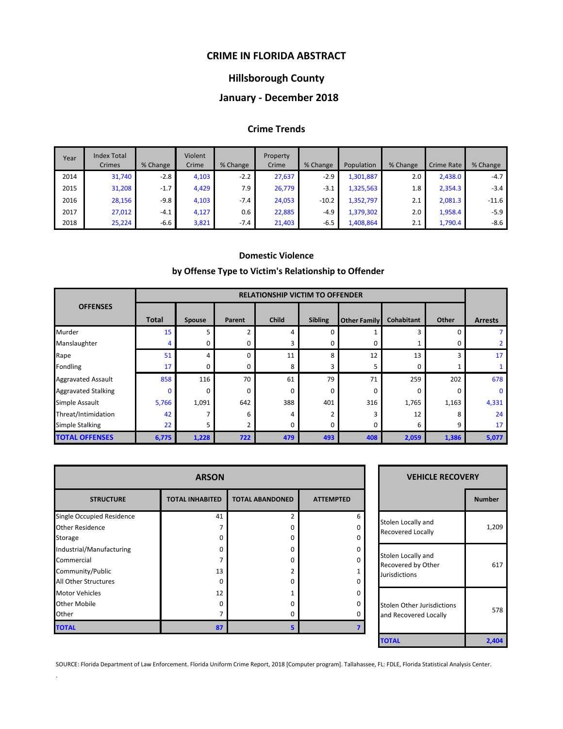# CRIME IN FLORIDA ABSTRACT

## Hillsborough County

## January - December 2018

### Crime Trends

| Year | Index Total Crimes | % Change | Violent Crime | % Change | Property Crime | % Change | Population | % Change | Crime Rate | % Change |
|---|---|---|---|---|---|---|---|---|---|---|
| 2014 | 31,740 | -2.8 | 4,103 | -2.2 | 27,637 | -2.9 | 1,301,887 | 2.0 | 2,438.0 | -4.7 |
| 2015 | 31,208 | -1.7 | 4,429 | 7.9 | 26,779 | -3.1 | 1,325,563 | 1.8 | 2,354.3 | -3.4 |
| 2016 | 28,156 | -9.8 | 4,103 | -7.4 | 24,053 | -10.2 | 1,352,797 | 2.1 | 2,081.3 | -11.6 |
| 2017 | 27,012 | -4.1 | 4,127 | 0.6 | 22,885 | -4.9 | 1,379,302 | 2.0 | 1,958.4 | -5.9 |
| 2018 | 25,224 | -6.6 | 3,821 | -7.4 | 21,403 | -6.5 | 1,408,864 | 2.1 | 1,790.4 | -8.6 |

### Domestic Violence

### by Offense Type to Victim's Relationship to Offender

| OFFENSES | RELATIONSHIP VICTIM TO OFFENDER | | | | | | | | |
|---|---|---|---|---|---|---|---|---|---|
| | Total | Spouse | Parent | Child | Sibling | Other Family | Cohabitant | Other | Arrests |
| Murder | 15 | 5 | 2 | 4 | 0 | 1 | 3 | 0 | 7 |
| Manslaughter | 4 | 0 | 0 | 3 | 0 | 0 | 1 | 0 | 2 |
| Rape | 51 | 4 | 0 | 11 | 8 | 12 | 13 | 3 | 17 |
| Fondling | 17 | 0 | 0 | 8 | 3 | 5 | 0 | 1 | 1 |
| Aggravated Assault | 858 | 116 | 70 | 61 | 79 | 71 | 259 | 202 | 678 |
| Aggravated Stalking | 0 | 0 | 0 | 0 | 0 | 0 | 0 | 0 | 0 |
| Simple Assault | 5,766 | 1,091 | 642 | 388 | 401 | 316 | 1,765 | 1,163 | 4,331 |
| Threat/Intimidation | 42 | 7 | 6 | 4 | 2 | 3 | 12 | 8 | 24 |
| Simple Stalking | 22 | 5 | 2 | 0 | 0 | 0 | 6 | 9 | 17 |
| **TOTAL OFFENSES** | **6,775** | **1,228** | **722** | **479** | **493** | **408** | **2,059** | **1,386** | **5,077** |

| ARSON | | | |
|---|---|---|---|
| STRUCTURE | TOTAL INHABITED | TOTAL ABANDONED | ATTEMPTED |
| Single Occupied Residence | 41 | 2 | 6 |
| Other Residence | 7 | 0 | 0 |
| Storage | 0 | 0 | 0 |
| Industrial/Manufacturing | 0 | 0 | 0 |
| Commercial | 7 | 0 | 0 |
| Community/Public | 13 | 2 | 1 |
| All Other Structures | 0 | 0 | 0 |
| Motor Vehicles | 12 | 1 | 0 |
| Other Mobile | 0 | 0 | 0 |
| Other | 7 | 0 | 0 |
| **TOTAL** | **87** | **5** | **7** |

| VEHICLE RECOVERY | |
|---|---|
| | Number |
| Stolen Locally and Recovered Locally | 1,209 |
| Stolen Locally and Recovered by Other Jurisdictions | 617 |
| Stolen Other Jurisdictions and Recovered Locally | 578 |
| **TOTAL** | **2,404** |

SOURCE: Florida Department of Law Enforcement. Florida Uniform Crime Report, 2018 [Computer program]. Tallahassee, FL: FDLE, Florida Statistical Analysis Center.